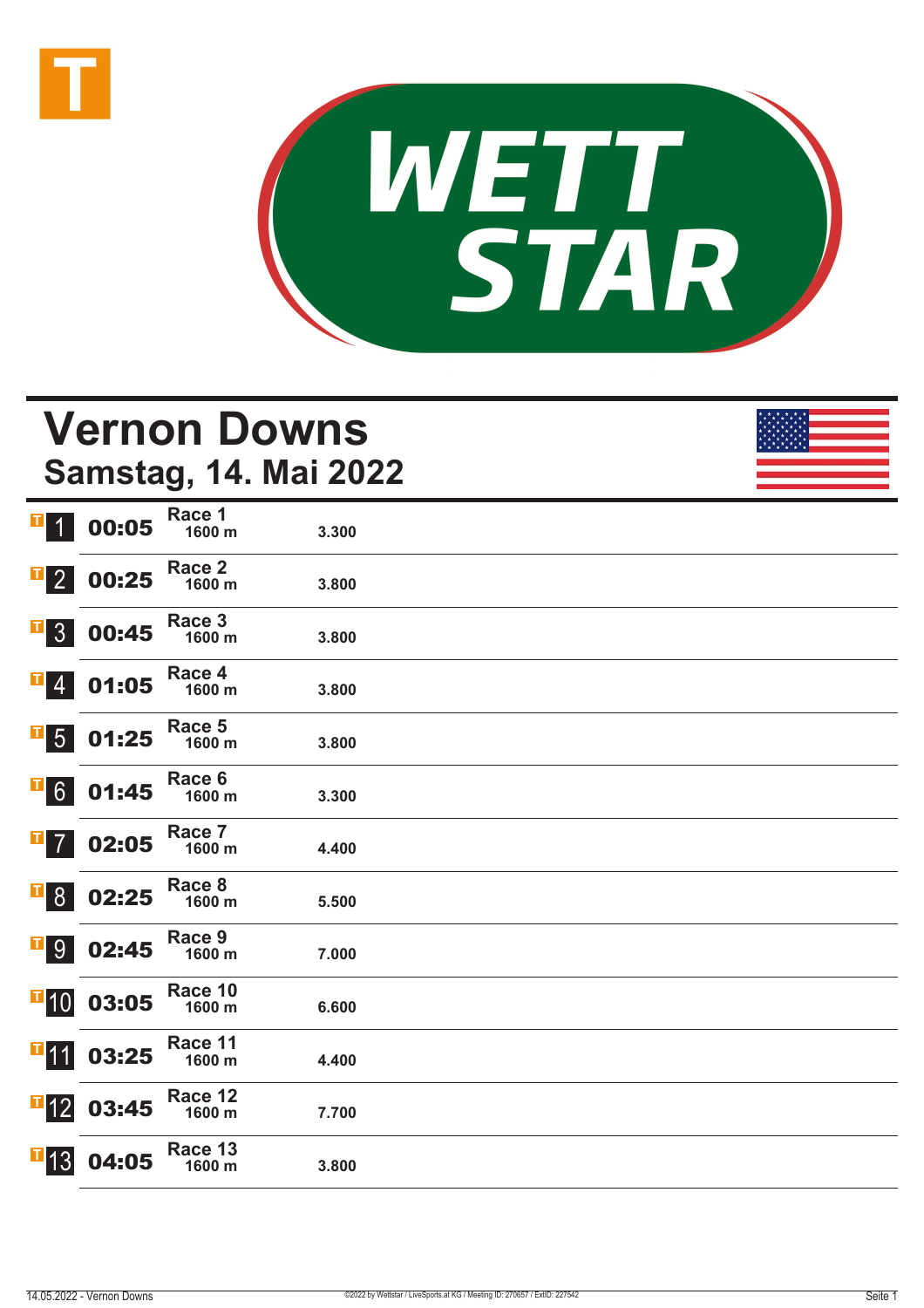WETT STAR

# Vernon Downs
## Samstag, 14. Mai 2022

| | | | |
|---|---|---|---|
| 1 | 00:05 | Race 1<br>1600 m | 3.300 |
| 2 | 00:25 | Race 2<br>1600 m | 3.800 |
| 3 | 00:45 | Race 3<br>1600 m | 3.800 |
| 4 | 01:05 | Race 4<br>1600 m | 3.800 |
| 5 | 01:25 | Race 5<br>1600 m | 3.800 |
| 6 | 01:45 | Race 6<br>1600 m | 3.300 |
| 7 | 02:05 | Race 7<br>1600 m | 4.400 |
| 8 | 02:25 | Race 8<br>1600 m | 5.500 |
| 9 | 02:45 | Race 9<br>1600 m | 7.000 |
| 10 | 03:05 | Race 10<br>1600 m | 6.600 |
| 11 | 03:25 | Race 11<br>1600 m | 4.400 |
| 12 | 03:45 | Race 12<br>1600 m | 7.700 |
| 13 | 04:05 | Race 13<br>1600 m | 3.800 |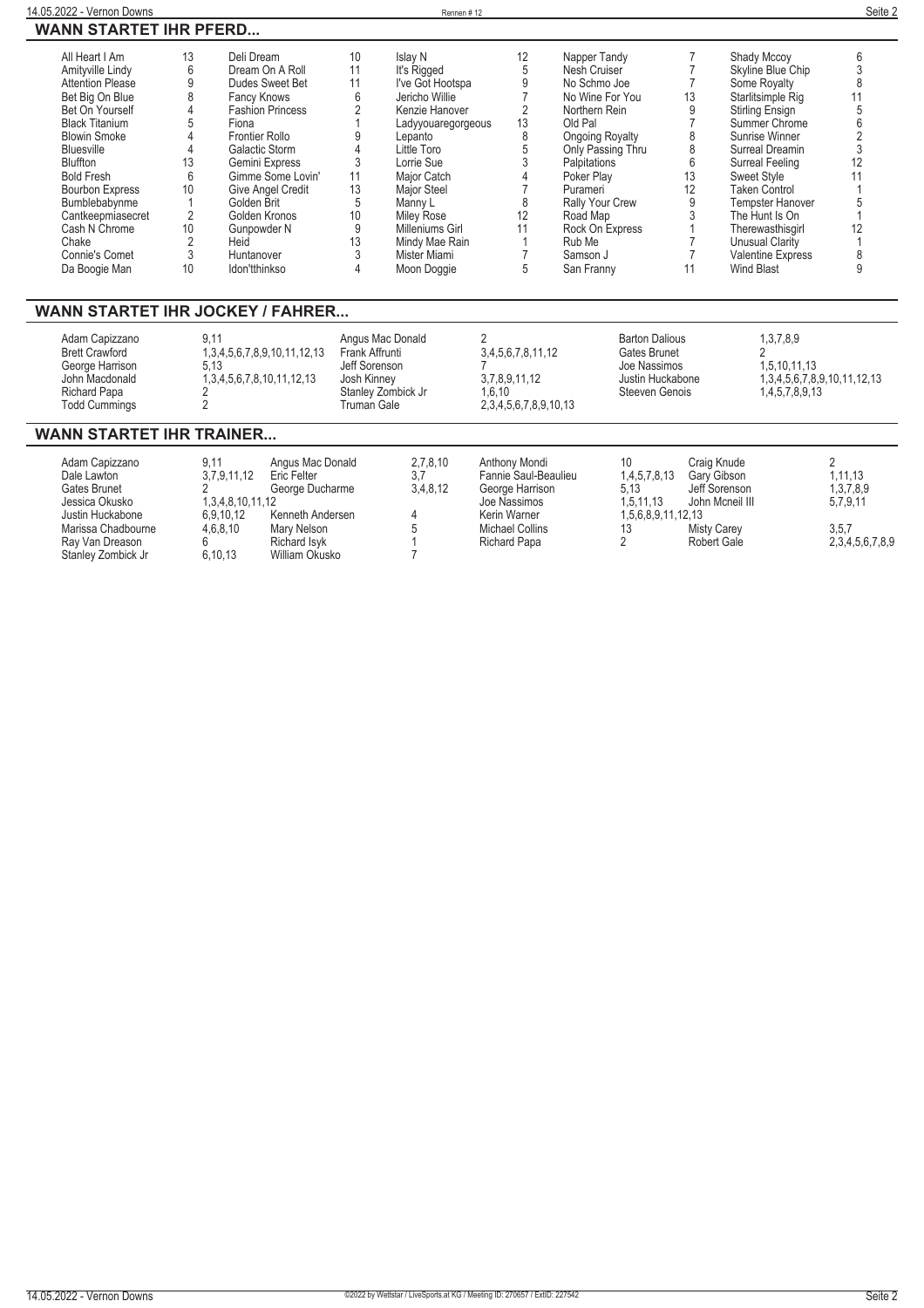## WANN STARTET IHR PFERD...

| Pferd | Rennen | Pferd | Rennen | Pferd | Rennen | Pferd | Rennen | Pferd | Rennen |
|---|---|---|---|---|---|---|---|---|---|
| All Heart I Am | 13 | Deli Dream | 10 | Islay N | 12 | Napper Tandy | 7 | Shady Mccoy | 6 |
| Amityville Lindy | 6 | Dream On A Roll | 11 | It's Rigged | 5 | Nesh Cruiser | 7 | Skyline Blue Chip | 3 |
| Attention Please | 9 | Dudes Sweet Bet | 11 | I've Got Hootspa | 9 | No Schmo Joe | 7 | Some Royalty | 8 |
| Bet Big On Blue | 8 | Fancy Knows | 6 | Jericho Willie | 7 | No Wine For You | 13 | Starlitsimple Rig | 11 |
| Bet On Yourself | 4 | Fashion Princess | 2 | Kenzie Hanover | 2 | Northern Rein | 9 | Stirling Ensign | 5 |
| Black Titanium | 5 | Fiona | 1 | Ladyyouaregorgeous | 13 | Old Pal | 7 | Summer Chrome | 6 |
| Blowin Smoke | 4 | Frontier Rollo | 9 | Lepanto | 8 | Ongoing Royalty | 8 | Sunrise Winner | 2 |
| Bluesville | 4 | Galactic Storm | 4 | Little Toro | 5 | Only Passing Thru | 8 | Surreal Dreamin | 3 |
| Bluffton | 13 | Gemini Express | 3 | Lorrie Sue | 3 | Palpitations | 6 | Surreal Feeling | 12 |
| Bold Fresh | 6 | Gimme Some Lovin' | 11 | Major Catch | 4 | Poker Play | 13 | Sweet Style | 11 |
| Bourbon Express | 10 | Give Angel Credit | 13 | Major Steel | 7 | Purameri | 12 | Taken Control | 1 |
| Bumblebabynme | 1 | Golden Brit | 5 | Manny L | 8 | Rally Your Crew | 9 | Tempster Hanover | 5 |
| Cantkeepmiasecret | 2 | Golden Kronos | 10 | Miley Rose | 12 | Road Map | 3 | The Hunt Is On | 1 |
| Cash N Chrome | 10 | Gunpowder N | 9 | Milleniums Girl | 11 | Rock On Express | 1 | Therewasthisgirl | 12 |
| Chake | 2 | Heid | 13 | Mindy Mae Rain | 1 | Rub Me | 7 | Unusual Clarity | 1 |
| Connie's Comet | 3 | Huntanover | 3 | Mister Miami | 7 | Samson J | 7 | Valentine Express | 8 |
| Da Boogie Man | 10 | Idon'tthinkso | 4 | Moon Doggie | 5 | San Franny | 11 | Wind Blast | 9 |

## WANN STARTET IHR JOCKEY / FAHRER...

| Fahrer | Rennen | Fahrer | Rennen | Fahrer | Rennen |
|---|---|---|---|---|---|
| Adam Capizzano | 9,11 | Angus Mac Donald | 2 | Barton Dalious | 1,3,7,8,9 |
| Brett Crawford | 1,3,4,5,6,7,8,9,10,11,12,13 | Frank Affrunti | 3,4,5,6,7,8,11,12 | Gates Brunet | 2 |
| George Harrison | 5,13 | Jeff Sorenson | 7 | Joe Nassimos | 1,5,10,11,13 |
| John Macdonald | 1,3,4,5,6,7,8,10,11,12,13 | Josh Kinney | 3,7,8,9,11,12 | Justin Huckabone | 1,3,4,5,6,7,8,9,10,11,12,13 |
| Richard Papa | 2 | Stanley Zombick Jr | 1,6,10 | Steeven Genois | 1,4,5,7,8,9,13 |
| Todd Cummings | 2 | Truman Gale | 2,3,4,5,6,7,8,9,10,13 | | |

## WANN STARTET IHR TRAINER...

| Trainer | Rennen | Trainer | Rennen | Trainer | Rennen | Trainer | Rennen |
|---|---|---|---|---|---|---|---|
| Adam Capizzano | 9,11 | Angus Mac Donald | 2,7,8,10 | Anthony Mondi | 10 | Craig Knude | 2 |
| Dale Lawton | 3,7,9,11,12 | Eric Felter | 3,7 | Fannie Saul-Beaulieu | 1,4,5,7,8,13 | Gary Gibson | 1,11,13 |
| Gates Brunet | 2 | George Ducharme | 3,4,8,12 | George Harrison | 5,13 | Jeff Sorenson | 1,3,7,8,9 |
| Jessica Okusko | 1,3,4,8,10,11,12 | | | Joe Nassimos | 1,5,11,13 | John Mcneil III | 5,7,9,11 |
| Justin Huckabone | 6,9,10,12 | Kenneth Andersen | 4 | Kerin Warner | 1,5,6,8,9,11,12,13 | | |
| Marissa Chadbourne | 4,6,8,10 | Mary Nelson | 5 | Michael Collins | 13 | Misty Carey | 3,5,7 |
| Ray Van Dreason | 6 | Richard Isyk | 1 | Richard Papa | 2 | Robert Gale | 2,3,4,5,6,7,8,9 |
| Stanley Zombick Jr | 6,10,13 | William Okusko | 7 | | | | |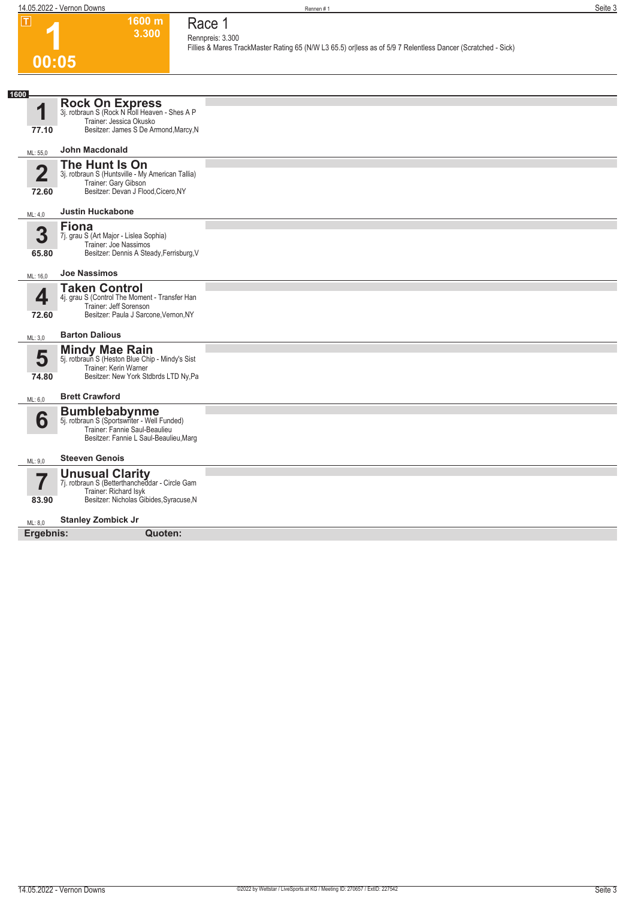# 1

**1600 m**
**3.300**

**00:05**

## Race 1

Rennpreis: 3.300

Fillies & Mares TrackMaster Rating 65 (N/W L3 65.5) or|less as of 5/9 7 Relentless Dancer (Scratched - Sick)

**1600**

### 1 Rock On Express
3j. rotbraun S (Rock N Roll Heaven - Shes A P
Trainer: Jessica Okusko
Besitzer: James S De Armond,Marcy,N
77.10
ML: 55,0 — **John Macdonald**

### 2 The Hunt Is On
3j. rotbraun S (Huntsville - My American Tallia)
Trainer: Gary Gibson
Besitzer: Devan J Flood,Cicero,NY
72.60
ML: 4,0 — **Justin Huckabone**

### 3 Fiona
7j. grau S (Art Major - Lislea Sophia)
Trainer: Joe Nassimos
Besitzer: Dennis A Steady,Ferrisburg,V
65.80
ML: 16,0 — **Joe Nassimos**

### 4 Taken Control
4j. grau S (Control The Moment - Transfer Han
Trainer: Jeff Sorenson
Besitzer: Paula J Sarcone,Vernon,NY
72.60
ML: 3,0 — **Barton Dalious**

### 5 Mindy Mae Rain
5j. rotbraun S (Heston Blue Chip - Mindy's Sist
Trainer: Kerin Warner
Besitzer: New York Stdbrds LTD Ny,Pa
74.80
ML: 6,0 — **Brett Crawford**

### 6 Bumblebabynme
5j. rotbraun S (Sportswriter - Well Funded)
Trainer: Fannie Saul-Beaulieu
Besitzer: Fannie L Saul-Beaulieu,Marg
ML: 9,0 — **Steeven Genois**

### 7 Unusual Clarity
7j. rotbraun S (Betterthancheddar - Circle Gam
Trainer: Richard Isyk
Besitzer: Nicholas Gibides,Syracuse,N
83.90
ML: 8,0 — **Stanley Zombick Jr**

**Ergebnis:** **Quoten:**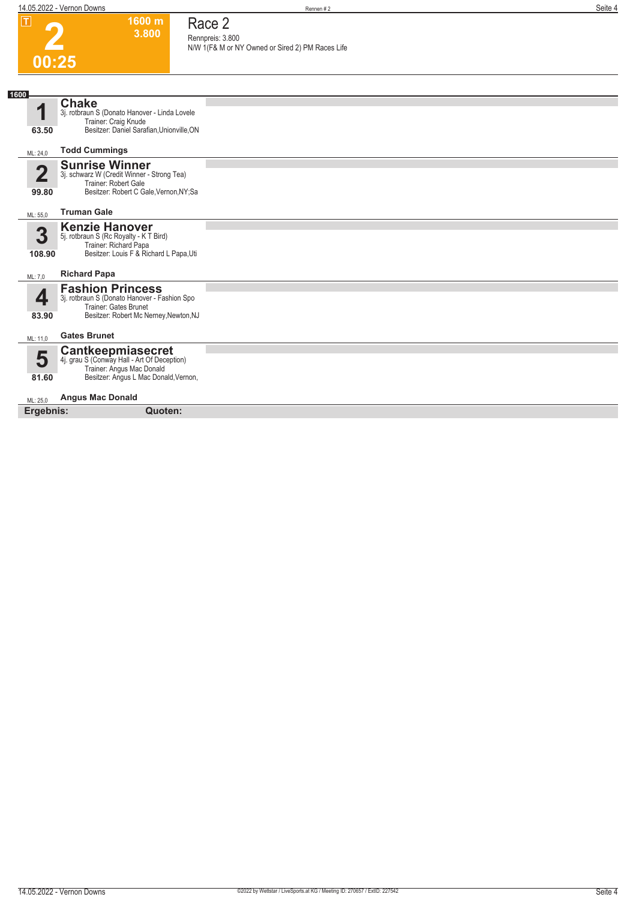**T**

# 2

**00:25**

**1600 m**
**3.800**

## Race 2

Rennpreis: 3.800
N/W 1(F& M or NY Owned or Sired 2) PM Races Life

**1600**

**1** — **Chake**
3j. rotbraun S (Donato Hanover - Linda Lovele
Trainer: Craig Knude
Besitzer: Daniel Sarafian,Unionville,ON
63.50
ML: 24,0 — **Todd Cummings**

**2** — **Sunrise Winner**
3j. schwarz W (Credit Winner - Strong Tea)
Trainer: Robert Gale
Besitzer: Robert C Gale,Vernon,NY;Sa
99.80
ML: 55,0 — **Truman Gale**

**3** — **Kenzie Hanover**
5j. rotbraun S (Rc Royalty - K T Bird)
Trainer: Richard Papa
Besitzer: Louis F & Richard L Papa,Uti
108.90
ML: 7,0 — **Richard Papa**

**4** — **Fashion Princess**
3j. rotbraun S (Donato Hanover - Fashion Spo
Trainer: Gates Brunet
Besitzer: Robert Mc Nerney,Newton,NJ
83.90
ML: 11,0 — **Gates Brunet**

**5** — **Cantkeepmiasecret**
4j. grau S (Conway Hall - Art Of Deception)
Trainer: Angus Mac Donald
Besitzer: Angus L Mac Donald,Vernon,
81.60
ML: 25,0 — **Angus Mac Donald**

**Ergebnis:** **Quoten:**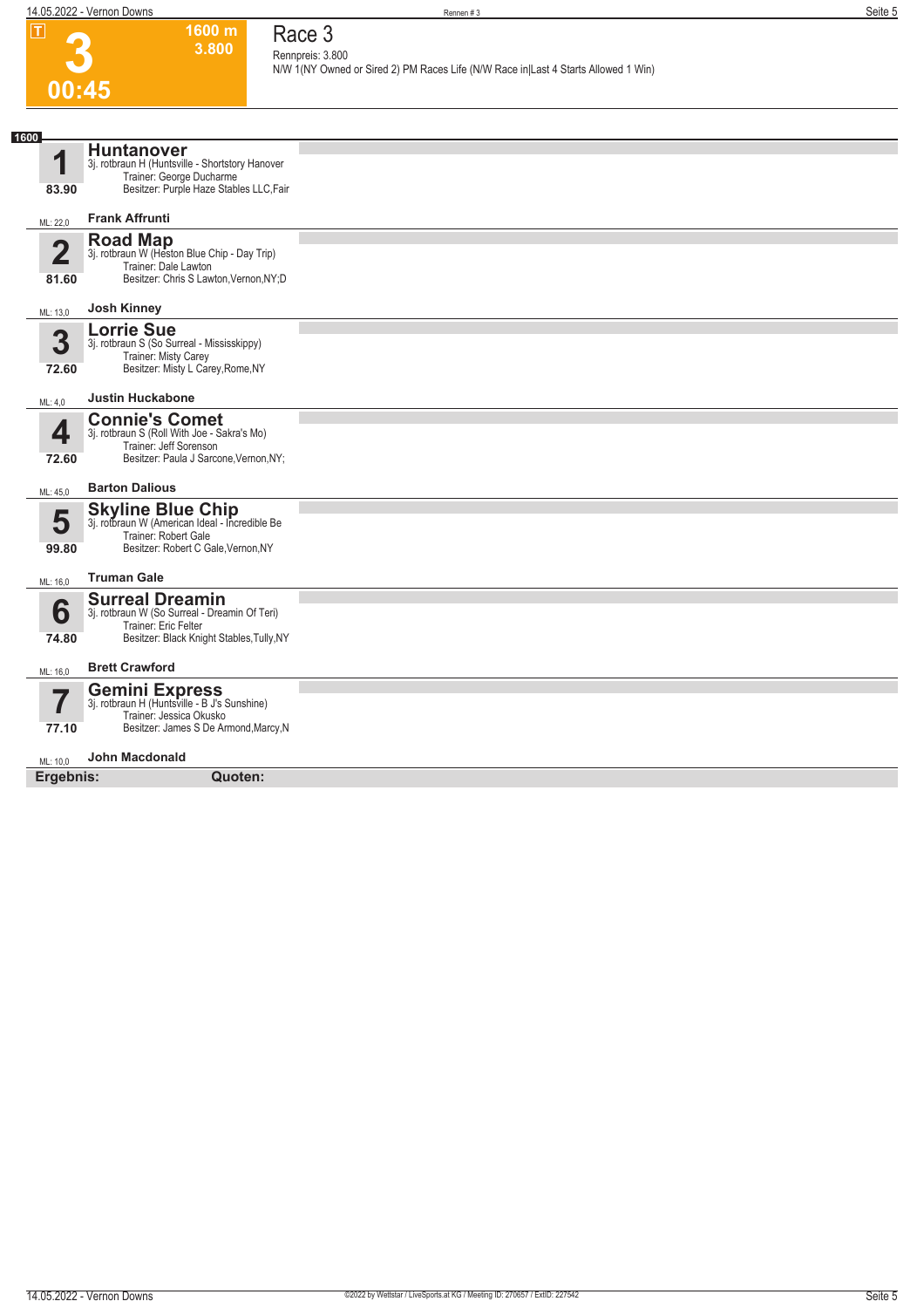**3**

**00:45**

**1600 m**
**3.800**

# Race 3

Rennpreis: 3.800

N/W 1(NY Owned or Sired 2) PM Races Life (N/W Race in|Last 4 Starts Allowed 1 Win)

**1600**

**1** **Huntanover**
3j. rotbraun H (Huntsville - Shortstory Hanover
Trainer: George Ducharme
Besitzer: Purple Haze Stables LLC,Fair
83.90
ML: 22,0 **Frank Affrunti**

**2** **Road Map**
3j. rotbraun W (Heston Blue Chip - Day Trip)
Trainer: Dale Lawton
Besitzer: Chris S Lawton,Vernon,NY;D
81.60
ML: 13,0 **Josh Kinney**

**3** **Lorrie Sue**
3j. rotbraun S (So Surreal - Mississkippy)
Trainer: Misty Carey
Besitzer: Misty L Carey,Rome,NY
72.60
ML: 4,0 **Justin Huckabone**

**4** **Connie's Comet**
3j. rotbraun S (Roll With Joe - Sakra's Mo)
Trainer: Jeff Sorenson
Besitzer: Paula J Sarcone,Vernon,NY;
72.60
ML: 45,0 **Barton Dalious**

**5** **Skyline Blue Chip**
3j. rotbraun W (American Ideal - Incredible Be
Trainer: Robert Gale
Besitzer: Robert C Gale,Vernon,NY
99.80
ML: 16,0 **Truman Gale**

**6** **Surreal Dreamin**
3j. rotbraun W (So Surreal - Dreamin Of Teri)
Trainer: Eric Felter
Besitzer: Black Knight Stables,Tully,NY
74.80
ML: 16,0 **Brett Crawford**

**7** **Gemini Express**
3j. rotbraun H (Huntsville - B J's Sunshine)
Trainer: Jessica Okusko
Besitzer: James S De Armond,Marcy,N
77.10
ML: 10,0 **John Macdonald**

**Ergebnis:** **Quoten:**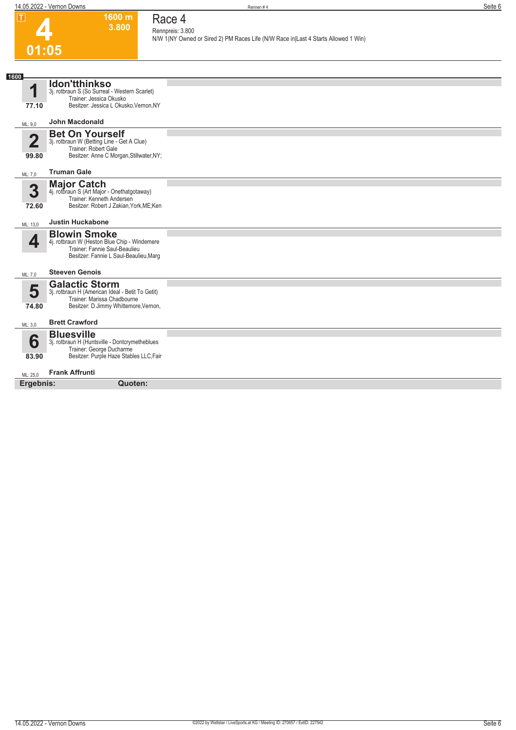**T**

# 4

**01:05**

**1600 m**
**3.800**

## Race 4

Rennpreis: 3.800

N/W 1(NY Owned or Sired 2) PM Races Life (N/W Race in|Last 4 Starts Allowed 1 Win)

**1600**

### 1 Idon'tthinkso
3j. rotbraun S (So Surreal - Western Scarlet)
Trainer: Jessica Okusko
Besitzer: Jessica L Okusko,Vernon,NY

77.10

ML: 9,0 — **John Macdonald**

### 2 Bet On Yourself
3j. rotbraun W (Betting Line - Get A Clue)
Trainer: Robert Gale
Besitzer: Anne C Morgan,Stillwater,NY;

99.80

ML: 7,0 — **Truman Gale**

### 3 Major Catch
4j. rotbraun S (Art Major - Onethatgotaway)
Trainer: Kenneth Andersen
Besitzer: Robert J Zakian,York,ME;Ken

72.60

ML: 13,0 — **Justin Huckabone**

### 4 Blowin Smoke
4j. rotbraun W (Heston Blue Chip - Windemere
Trainer: Fannie Saul-Beaulieu
Besitzer: Fannie L Saul-Beaulieu,Marg

ML: 7,0 — **Steeven Genois**

### 5 Galactic Storm
3j. rotbraun H (American Ideal - Betit To Getit)
Trainer: Marissa Chadbourne
Besitzer: D Jimmy Whittemore,Vernon,

74.80

ML: 3,0 — **Brett Crawford**

### 6 Bluesville
3j. rotbraun H (Huntsville - Dontcrymetheblues
Trainer: George Ducharme
Besitzer: Purple Haze Stables LLC,Fair

83.90

ML: 25,0 — **Frank Affrunti**

**Ergebnis:** **Quoten:**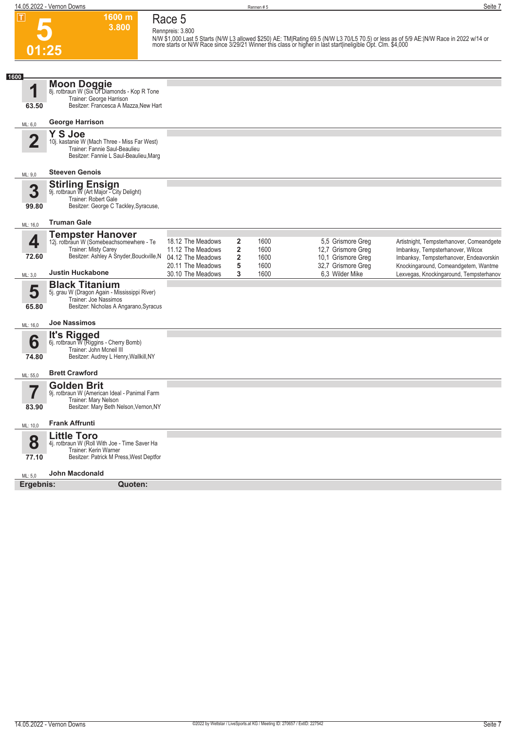# Race 5

**5** — 1600 m — 3.800 — 01:25

Rennpreis: 3.800

N/W $1,000 Last 5 Starts (N/W L3 allowed $250) AE: TM|Rating 69.5 (N/W L3 70/L5 70.5) or less as of 5/9 AE:|N/W Race in 2022 w/14 or more starts or N/W Race since 3/29/21 Winner this class or higher in last start|ineligible Opt. Clm. $4,000

**1600**

## 1 Moon Doggie
8j. rotbraun W (Six Of Diamonds - Kop R Tone
Trainer: George Harrison
Besitzer: Francesca A Mazza,New Hart
63.50
ML: 6,0 — **George Harrison**

## 2 Y S Joe
10j. kastanie W (Mach Three - Miss Far West)
Trainer: Fannie Saul-Beaulieu
Besitzer: Fannie L Saul-Beaulieu,Marg
ML: 9,0 — **Steeven Genois**

## 3 Stirling Ensign
9j. rotbraun W (Art Major - City Delight)
Trainer: Robert Gale
Besitzer: George C Tackley,Syracuse,
99.80
ML: 16,0 — **Truman Gale**

## 4 Tempster Hanover
12j. rotbraun W (Somebeachsomewhere - Te
Trainer: Misty Carey
Besitzer: Ashley A Snyder,Bouckville,N
72.60
ML: 3,0 — **Justin Huckabone**

| Datum | Bahn | Platz | Distanz | Quote | Fahrer | Einlauf |
|---|---|---|---|---|---|---|
| 18.12 | The Meadows | 2 | 1600 | 5,5 | Grismore Greg | Artistnight, Tempsterhanover, Comeandgete |
| 11.12 | The Meadows | 2 | 1600 | 12,7 | Grismore Greg | Imbanksy, Tempsterhanover, Wilcox |
| 04.12 | The Meadows | 2 | 1600 | 10,1 | Grismore Greg | Imbanksy, Tempsterhanover, Endeavorskin |
| 20.11 | The Meadows | 5 | 1600 | 32,7 | Grismore Greg | Knockingaround, Comeandgetem, Wantme |
| 30.10 | The Meadows | 3 | 1600 | 6,3 | Wilder Mike | Lexvegas, Knockingaround, Tempsterhanov |

## 5 Black Titanium
5j. grau W (Dragon Again - Mississippi River)
Trainer: Joe Nassimos
Besitzer: Nicholas A Angarano,Syracus
65.80
ML: 16,0 — **Joe Nassimos**

## 6 It's Rigged
6j. rotbraun W (Riggins - Cherry Bomb)
Trainer: John Mcneil III
Besitzer: Audrey L Henry,Wallkill,NY
74.80
ML: 55,0 — **Brett Crawford**

## 7 Golden Brit
9j. rotbraun W (American Ideal - Panimal Farm
Trainer: Mary Nelson
Besitzer: Mary Beth Nelson,Vernon,NY
83.90
ML: 10,0 — **Frank Affrunti**

## 8 Little Toro
4j. rotbraun W (Roll With Joe - Time Saver Ha
Trainer: Kerin Warner
Besitzer: Patrick M Press,West Deptfor
77.10
ML: 5,0 — **John Macdonald**

**Ergebnis:** **Quoten:**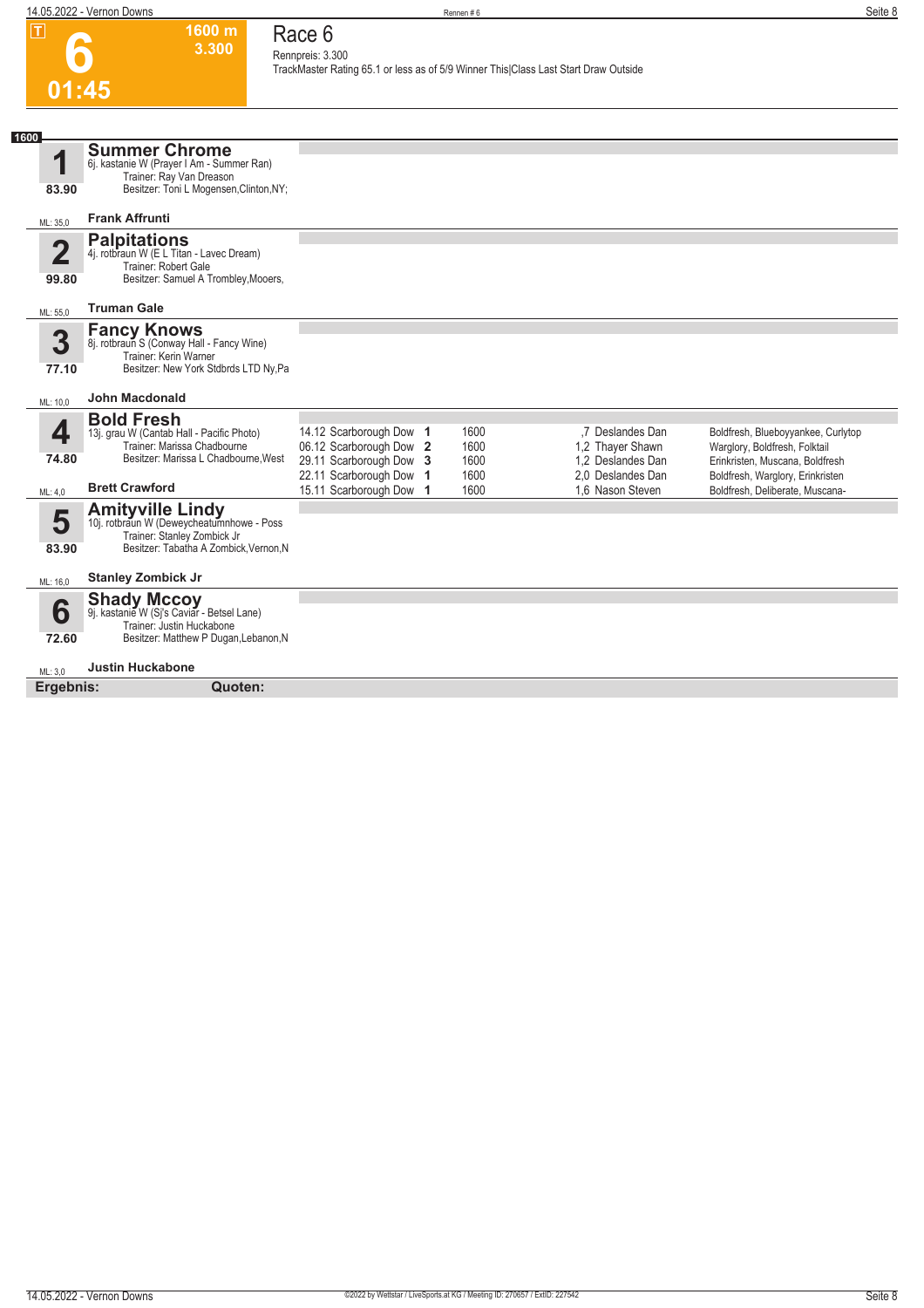# Race 6

**6** — 01:45 — 1600 m — 3.300

Rennpreis: 3.300

TrackMaster Rating 65.1 or less as of 5/9 Winner This|Class Last Start Draw Outside

**1600**

## 1 Summer Chrome

6j. kastanie W (Prayer I Am - Summer Ran)
Trainer: Ray Van Dreason
Besitzer: Toni L Mogensen,Clinton,NY;
83.90
ML: 35,0
**Frank Affrunti**

## 2 Palpitations

4j. rotbraun W (E L Titan - Lavec Dream)
Trainer: Robert Gale
Besitzer: Samuel A Trombley,Mooers,
99.80
ML: 55,0
**Truman Gale**

## 3 Fancy Knows

8j. rotbraun S (Conway Hall - Fancy Wine)
Trainer: Kerin Warner
Besitzer: New York Stdbrds LTD Ny,Pa
77.10
ML: 10,0
**John Macdonald**

## 4 Bold Fresh

13j. grau W (Cantab Hall - Pacific Photo)
Trainer: Marissa Chadbourne
Besitzer: Marissa L Chadbourne,West
74.80
ML: 4,0
**Brett Crawford**

| Datum | Bahn | Platz | Distanz | | Fahrer | Einlauf |
|---|---|---|---|---|---|---|
| 14.12 | Scarborough Dow | 1 | 1600 | ,7 | Deslandes Dan | Boldfresh, Blueboyyankee, Curlytop |
| 06.12 | Scarborough Dow | 2 | 1600 | 1,2 | Thayer Shawn | Warglory, Boldfresh, Folktail |
| 29.11 | Scarborough Dow | 3 | 1600 | 1,2 | Deslandes Dan | Erinkristen, Muscana, Boldfresh |
| 22.11 | Scarborough Dow | 1 | 1600 | 2,0 | Deslandes Dan | Boldfresh, Warglory, Erinkristen |
| 15.11 | Scarborough Dow | 1 | 1600 | 1,6 | Nason Steven | Boldfresh, Deliberate, Muscana- |

## 5 Amityville Lindy

10j. rotbraun W (Deweycheatumnhowe - Poss
Trainer: Stanley Zombick Jr
Besitzer: Tabatha A Zombick,Vernon,N
83.90
ML: 16,0
**Stanley Zombick Jr**

## 6 Shady Mccoy

9j. kastanie W (Sj's Caviar - Betsel Lane)
Trainer: Justin Huckabone
Besitzer: Matthew P Dugan,Lebanon,N
72.60
ML: 3,0
**Justin Huckabone**

**Ergebnis:** **Quoten:**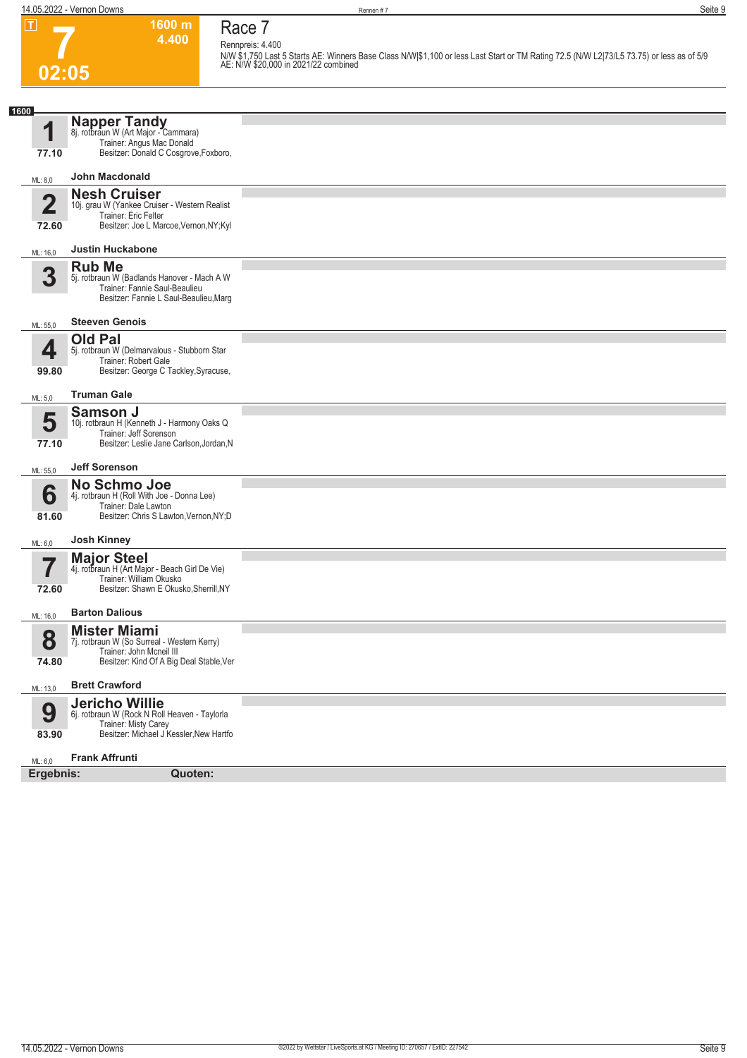**T**

# 7

**02:05**

**1600 m**
**4.400**

## Race 7

Rennpreis: 4.400

N/W $1,750 Last 5 Starts AE: Winners Base Class N/W|$1,100 or less Last Start or TM Rating 72.5 (N/W L2|73/L5 73.75) or less as of 5/9
AE: N/W $20,000 in 2021/22 combined

**1600**

**1** **Napper Tandy**
8j. rotbraun W (Art Major - Cammara)
Trainer: Angus Mac Donald
Besitzer: Donald C Cosgrove,Foxboro,
77.10
ML: 8,0 **John Macdonald**

**2** **Nesh Cruiser**
10j. grau W (Yankee Cruiser - Western Realist
Trainer: Eric Felter
Besitzer: Joe L Marcoe,Vernon,NY;Kyl
72.60
ML: 16,0 **Justin Huckabone**

**3** **Rub Me**
5j. rotbraun W (Badlands Hanover - Mach A W
Trainer: Fannie Saul-Beaulieu
Besitzer: Fannie L Saul-Beaulieu,Marg
ML: 55,0 **Steeven Genois**

**4** **Old Pal**
5j. rotbraun W (Delmarvalous - Stubborn Star
Trainer: Robert Gale
Besitzer: George C Tackley,Syracuse,
99.80
ML: 5,0 **Truman Gale**

**5** **Samson J**
10j. rotbraun H (Kenneth J - Harmony Oaks Q
Trainer: Jeff Sorenson
Besitzer: Leslie Jane Carlson,Jordan,N
77.10
ML: 55,0 **Jeff Sorenson**

**6** **No Schmo Joe**
4j. rotbraun H (Roll With Joe - Donna Lee)
Trainer: Dale Lawton
Besitzer: Chris S Lawton,Vernon,NY;D
81.60
ML: 6,0 **Josh Kinney**

**7** **Major Steel**
4j. rotbraun H (Art Major - Beach Girl De Vie)
Trainer: William Okusko
Besitzer: Shawn E Okusko,Sherrill,NY
72.60
ML: 16,0 **Barton Dalious**

**8** **Mister Miami**
7j. rotbraun W (So Surreal - Western Kerry)
Trainer: John Mcneil III
Besitzer: Kind Of A Big Deal Stable,Ver
74.80
ML: 13,0 **Brett Crawford**

**9** **Jericho Willie**
6j. rotbraun W (Rock N Roll Heaven - Taylorla
Trainer: Misty Carey
Besitzer: Michael J Kessler,New Hartfo
83.90
ML: 6,0 **Frank Affrunti**

**Ergebnis:** **Quoten:**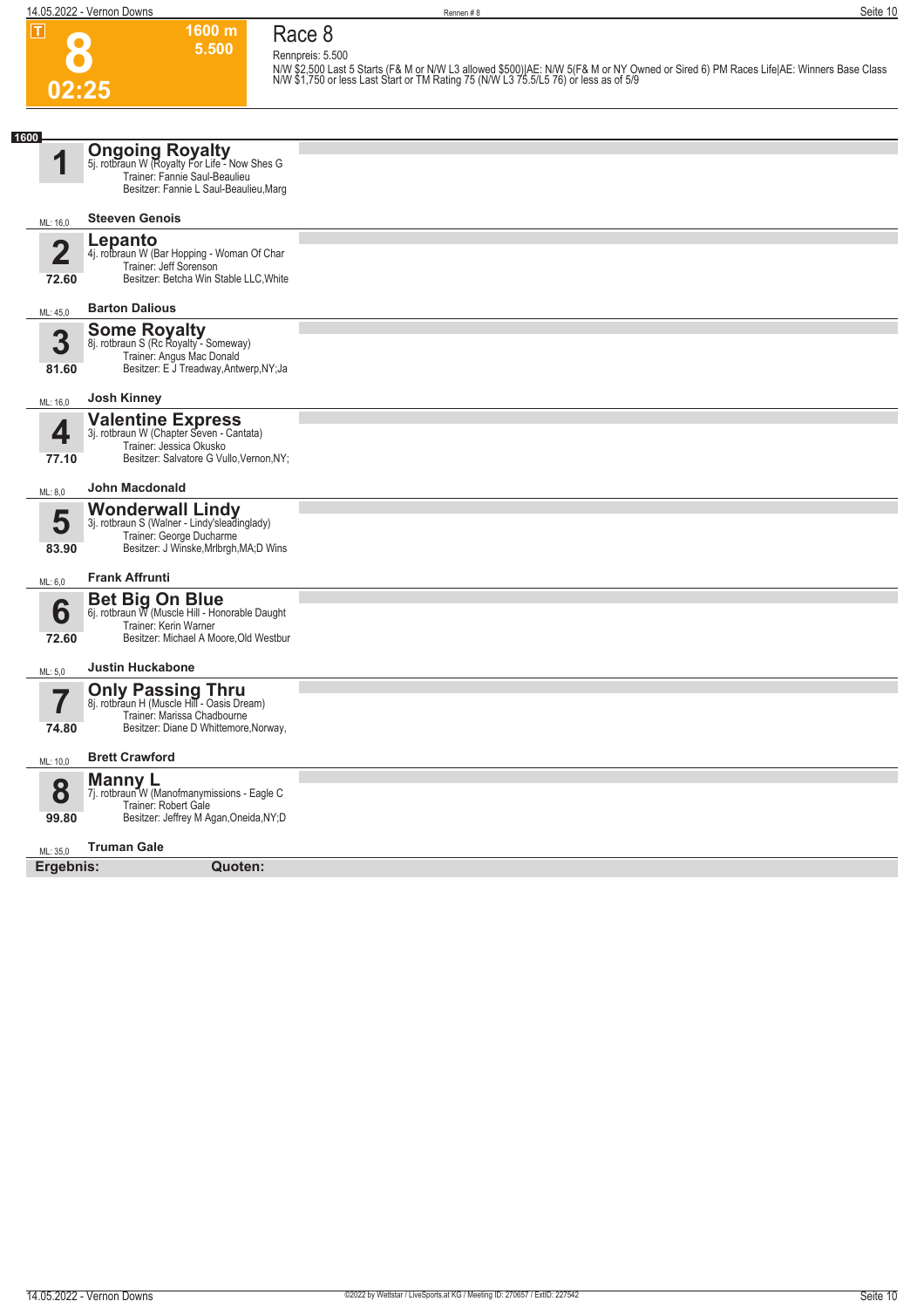# Race 8

**T** **8** **02:25**

**1600 m**
**5.500**

Rennpreis: 5.500

N/W $2,500 Last 5 Starts (F& M or N/W L3 allowed $500)|AE: N/W 5(F& M or NY Owned or Sired 6) PM Races Life|AE: Winners Base Class N/W $1,750 or less Last Start or TM Rating 75 (N/W L3 75.5/L5 76) or less as of 5/9

**1600**

**1** **Ongoing Royalty**
5j. rotbraun W (Royalty For Life - Now Shes G
Trainer: Fannie Saul-Beaulieu
Besitzer: Fannie L Saul-Beaulieu,Marg
ML: 16,0 — **Steeven Genois**

**2** **Lepanto**
4j. rotbraun W (Bar Hopping - Woman Of Char
Trainer: Jeff Sorenson
Besitzer: Betcha Win Stable LLC,White
72.60
ML: 45,0 — **Barton Dalious**

**3** **Some Royalty**
8j. rotbraun S (Rc Royalty - Someway)
Trainer: Angus Mac Donald
Besitzer: E J Treadway,Antwerp,NY;Ja
81.60
ML: 16,0 — **Josh Kinney**

**4** **Valentine Express**
3j. rotbraun W (Chapter Seven - Cantata)
Trainer: Jessica Okusko
Besitzer: Salvatore G Vullo,Vernon,NY;
77.10
ML: 8,0 — **John Macdonald**

**5** **Wonderwall Lindy**
3j. rotbraun S (Walner - Lindy'sleadinglady)
Trainer: George Ducharme
Besitzer: J Winske,Mrlbrgh,MA;D Wins
83.90
ML: 6,0 — **Frank Affrunti**

**6** **Bet Big On Blue**
6j. rotbraun W (Muscle Hill - Honorable Daught
Trainer: Kerin Warner
Besitzer: Michael A Moore,Old Westbur
72.60
ML: 5,0 — **Justin Huckabone**

**7** **Only Passing Thru**
8j. rotbraun H (Muscle Hill - Oasis Dream)
Trainer: Marissa Chadbourne
Besitzer: Diane D Whittemore,Norway,
74.80
ML: 10,0 — **Brett Crawford**

**8** **Manny L**
7j. rotbraun W (Manofmanymissions - Eagle C
Trainer: Robert Gale
Besitzer: Jeffrey M Agan,Oneida,NY;D
99.80
ML: 35,0 — **Truman Gale**

**Ergebnis:** **Quoten:**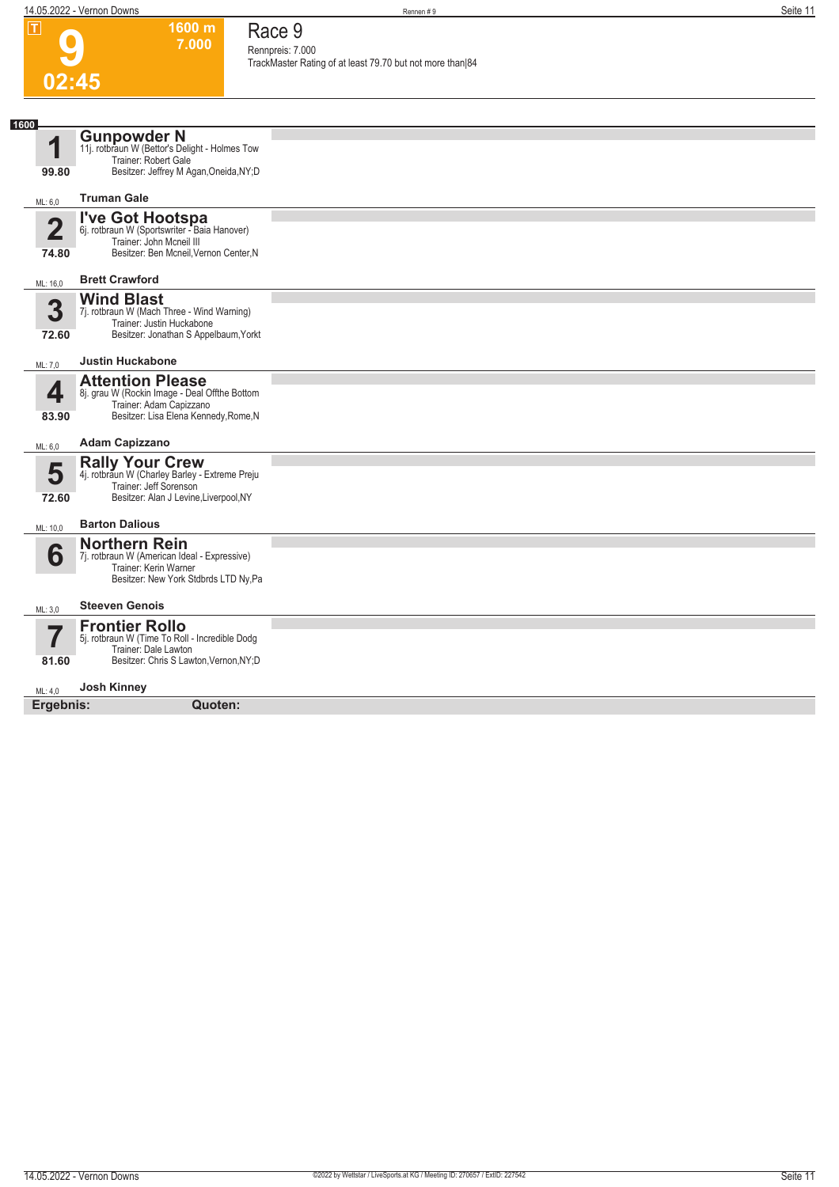**T**

# 9

**1600 m**
**7.000**

**02:45**

## Race 9

Rennpreis: 7.000
TrackMaster Rating of at least 79.70 but not more than|84

**1600**

### 1 Gunpowder N
11j. rotbraun W (Bettor's Delight - Holmes Tow
Trainer: Robert Gale
Besitzer: Jeffrey M Agan,Oneida,NY;D
99.80
ML: 6,0
**Truman Gale**

### 2 I've Got Hootspa
6j. rotbraun W (Sportswriter - Baia Hanover)
Trainer: John Mcneil III
Besitzer: Ben Mcneil,Vernon Center,N
74.80
ML: 16,0
**Brett Crawford**

### 3 Wind Blast
7j. rotbraun W (Mach Three - Wind Warning)
Trainer: Justin Huckabone
Besitzer: Jonathan S Appelbaum,Yorkt
72.60
ML: 7,0
**Justin Huckabone**

### 4 Attention Please
8j. grau W (Rockin Image - Deal Offthe Bottom
Trainer: Adam Capizzano
Besitzer: Lisa Elena Kennedy,Rome,N
83.90
ML: 6,0
**Adam Capizzano**

### 5 Rally Your Crew
4j. rotbraun W (Charley Barley - Extreme Preju
Trainer: Jeff Sorenson
Besitzer: Alan J Levine,Liverpool,NY
72.60
ML: 10,0
**Barton Dalious**

### 6 Northern Rein
7j. rotbraun W (American Ideal - Expressive)
Trainer: Kerin Warner
Besitzer: New York Stdbrds LTD Ny,Pa
ML: 3,0
**Steeven Genois**

### 7 Frontier Rollo
5j. rotbraun W (Time To Roll - Incredible Dodg
Trainer: Dale Lawton
Besitzer: Chris S Lawton,Vernon,NY;D
81.60
ML: 4,0
**Josh Kinney**

**Ergebnis:** **Quoten:**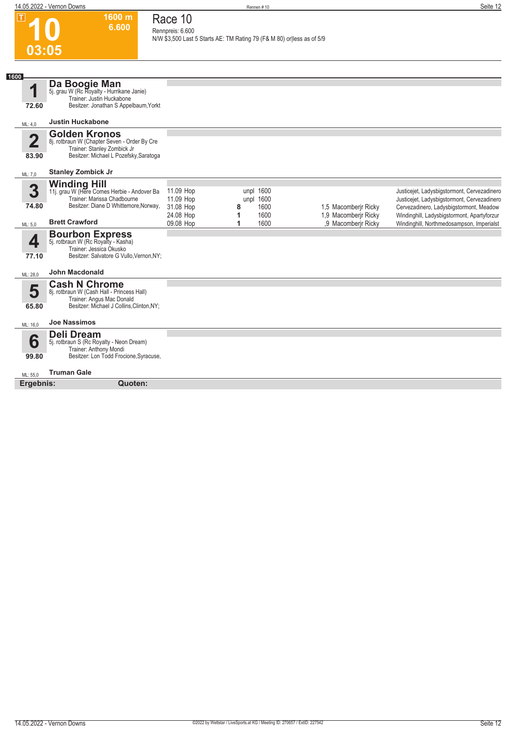# 10

**1600 m**
**6.600**

**03:05**

## Race 10

Rennpreis: 6.600
N/W $3,500 Last 5 Starts AE: TM Rating 79 (F& M 80) or|less as of 5/9

**1600**

### 1 Da Boogie Man
5j. grau W (Rc Royalty - Hurrikane Janie)
Trainer: Justin Huckabone
Besitzer: Jonathan S Appelbaum,Yorkt
72.60
ML: 4,0
**Justin Huckabone**

### 2 Golden Kronos
8j. rotbraun W (Chapter Seven - Order By Cre
Trainer: Stanley Zombick Jr
Besitzer: Michael L Pozefsky,Saratoga
83.90
ML: 7,0
**Stanley Zombick Jr**

### 3 Winding Hill
11j. grau W (Here Comes Herbie - Andover Ba
Trainer: Marissa Chadbourne
Besitzer: Diane D Whittemore,Norway,
74.80
ML: 5,0
**Brett Crawford**

| Datum | Bahn | Platz | Distanz | Abstand / Fahrer | Einlauf |
|---|---|---|---|---|---|
| 11.09 | Hop | unpl | 1600 | | Justicejet, Ladysbigstormont, Cervezadinero |
| 11.09 | Hop | unpl | 1600 | | Justicejet, Ladysbigstormont, Cervezadinero |
| 31.08 | Hop | 8 | 1600 | 1,5 Macomberjr Ricky | Cervezadinero, Ladysbigstormont, Meadow |
| 24.08 | Hop | 1 | 1600 | 1,9 Macomberjr Ricky | Windinghill, Ladysbigstormont, Apartyforzur |
| 09.08 | Hop | 1 | 1600 | ,9 Macomberjr Ricky | Windinghill, Northmedosampson, Imperialst |

### 4 Bourbon Express
5j. rotbraun W (Rc Royalty - Kasha)
Trainer: Jessica Okusko
Besitzer: Salvatore G Vullo,Vernon,NY;
77.10
ML: 28,0
**John Macdonald**

### 5 Cash N Chrome
8j. rotbraun W (Cash Hall - Princess Hall)
Trainer: Angus Mac Donald
Besitzer: Michael J Collins,Clinton,NY;
65.80
ML: 16,0
**Joe Nassimos**

### 6 Deli Dream
5j. rotbraun S (Rc Royalty - Neon Dream)
Trainer: Anthony Mondi
Besitzer: Lon Todd Frocione,Syracuse,
99.80
ML: 55,0
**Truman Gale**

**Ergebnis:** **Quoten:**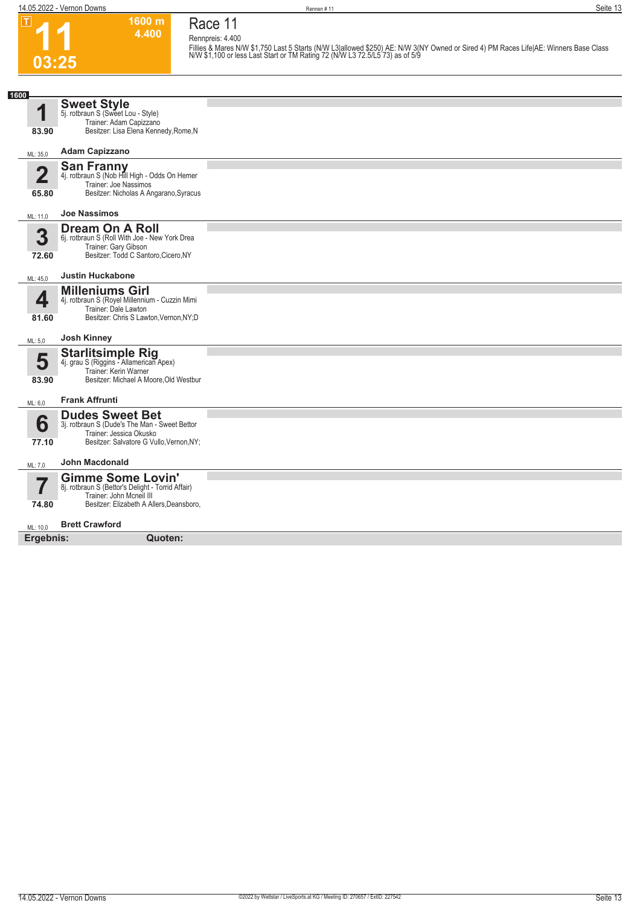# Race 11

**11** — 03:25 — 1600 m — 4.400

Rennpreis: 4.400

Fillies & Mares N/W $1,750 Last 5 Starts (N/W L3|allowed $250) AE: N/W 3(NY Owned or Sired 4) PM Races Life|AE: Winners Base Class N/W $1,100 or less Last Start or TM Rating 72 (N/W L3 72.5/L5 73) as of 5/9

**1600**

| Nr. | Pferd | Details | ML |
|---|---|---|---|
| 1 (83.90) | **Sweet Style** | 5j. rotbraun S (Sweet Lou - Style)<br>Trainer: Adam Capizzano<br>Besitzer: Lisa Elena Kennedy,Rome,N<br>Fahrer: **Adam Capizzano** | ML: 35,0 |
| 2 (65.80) | **San Franny** | 4j. rotbraun S (Nob Hill High - Odds On Hemer<br>Trainer: Joe Nassimos<br>Besitzer: Nicholas A Angarano,Syracus<br>Fahrer: **Joe Nassimos** | ML: 11,0 |
| 3 (72.60) | **Dream On A Roll** | 6j. rotbraun S (Roll With Joe - New York Drea<br>Trainer: Gary Gibson<br>Besitzer: Todd C Santoro,Cicero,NY<br>Fahrer: **Justin Huckabone** | ML: 45,0 |
| 4 (81.60) | **Milleniums Girl** | 4j. rotbraun S (Royel Millennium - Cuzzin Mimi<br>Trainer: Dale Lawton<br>Besitzer: Chris S Lawton,Vernon,NY;D<br>Fahrer: **Josh Kinney** | ML: 5,0 |
| 5 (83.90) | **Starlitsimple Rig** | 4j. grau S (Riggins - Allamerican Apex)<br>Trainer: Kerin Warner<br>Besitzer: Michael A Moore,Old Westbur<br>Fahrer: **Frank Affrunti** | ML: 6,0 |
| 6 (77.10) | **Dudes Sweet Bet** | 3j. rotbraun S (Dude's The Man - Sweet Bettor<br>Trainer: Jessica Okusko<br>Besitzer: Salvatore G Vullo,Vernon,NY;<br>Fahrer: **John Macdonald** | ML: 7,0 |
| 7 (74.80) | **Gimme Some Lovin'** | 8j. rotbraun S (Bettor's Delight - Torrid Affair)<br>Trainer: John Mcneil III<br>Besitzer: Elizabeth A Allers,Deansboro,<br>Fahrer: **Brett Crawford** | ML: 10,0 |

**Ergebnis:** **Quoten:**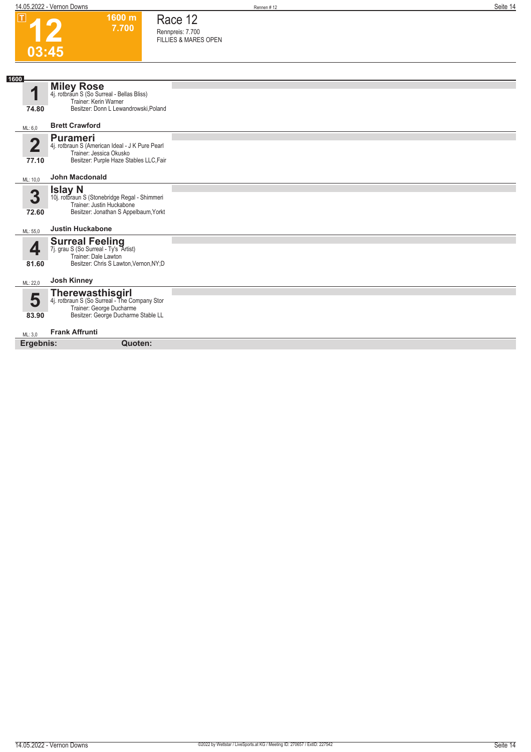# 12

T

**1600 m**
**7.700**

**03:45**

## Race 12

Rennpreis: 7.700
FILLIES & MARES OPEN

**1600**

### 1 Miley Rose

4j. rotbraun S (So Surreal - Bellas Bliss)
Trainer: Kerin Warner
Besitzer: Donn L Lewandrowski,Poland

**74.80**

ML: 6,0 — **Brett Crawford**

### 2 Purameri

4j. rotbraun S (American Ideal - J K Pure Pearl
Trainer: Jessica Okusko
Besitzer: Purple Haze Stables LLC,Fair

**77.10**

ML: 10,0 — **John Macdonald**

### 3 Islay N

10j. rotbraun S (Stonebridge Regal - Shimmeri
Trainer: Justin Huckabone
Besitzer: Jonathan S Appelbaum,Yorkt

**72.60**

ML: 55,0 — **Justin Huckabone**

### 4 Surreal Feeling

7j. grau S (So Surreal - Ty's Artist)
Trainer: Dale Lawton
Besitzer: Chris S Lawton,Vernon,NY;D

**81.60**

ML: 22,0 — **Josh Kinney**

### 5 Therewasthisgirl

4j. rotbraun S (So Surreal - The Company Stor
Trainer: George Ducharme
Besitzer: George Ducharme Stable LL

**83.90**

ML: 3,0 — **Frank Affrunti**

**Ergebnis:** **Quoten:**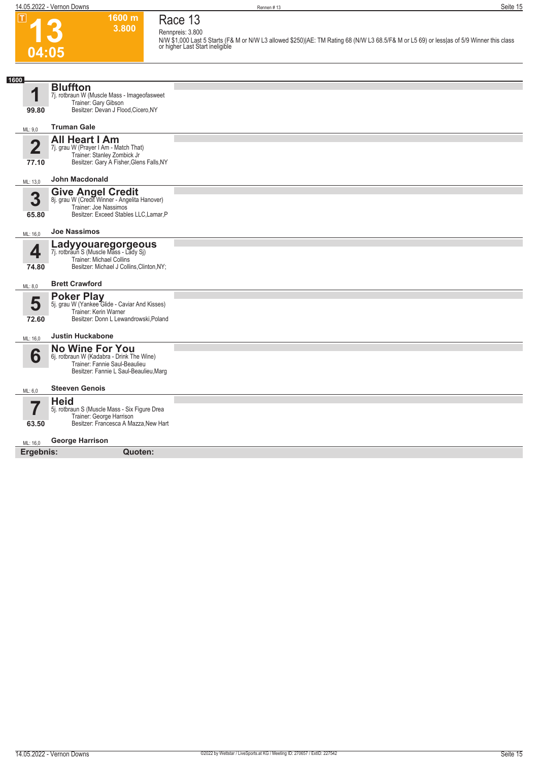# 13

**04:05**

**1600 m**
**3.800**

## Race 13

Rennpreis: 3.800

N/W $1,000 Last 5 Starts (F& M or N/W L3 allowed $250)|AE: TM Rating 68 (N/W L3 68.5/F& M or L5 69) or less|as of 5/9 Winner this class or higher Last Start ineligible

**1600**

### 1 Bluffton
7j. rotbraun W (Muscle Mass - Imageofasweet
Trainer: Gary Gibson
Besitzer: Devan J Flood,Cicero,NY
99.80
ML: 9,0
**Truman Gale**

### 2 All Heart I Am
7j. grau W (Prayer I Am - Match That)
Trainer: Stanley Zombick Jr
Besitzer: Gary A Fisher,Glens Falls,NY
77.10
ML: 13,0
**John Macdonald**

### 3 Give Angel Credit
8j. grau W (Credit Winner - Angelita Hanover)
Trainer: Joe Nassimos
Besitzer: Exceed Stables LLC,Lamar,P
65.80
ML: 16,0
**Joe Nassimos**

### 4 Ladyyouaregorgeous
7j. rotbraun S (Muscle Mass - Lady Sj)
Trainer: Michael Collins
Besitzer: Michael J Collins,Clinton,NY;
74.80
ML: 8,0
**Brett Crawford**

### 5 Poker Play
5j. grau W (Yankee Glide - Caviar And Kisses)
Trainer: Kerin Warner
Besitzer: Donn L Lewandrowski,Poland
72.60
ML: 16,0
**Justin Huckabone**

### 6 No Wine For You
6j. rotbraun W (Kadabra - Drink The Wine)
Trainer: Fannie Saul-Beaulieu
Besitzer: Fannie L Saul-Beaulieu,Marg
ML: 6,0
**Steeven Genois**

### 7 Heid
5j. rotbraun S (Muscle Mass - Six Figure Drea
Trainer: George Harrison
Besitzer: Francesca A Mazza,New Hart
63.50
ML: 16,0
**George Harrison**

**Ergebnis:** **Quoten:**